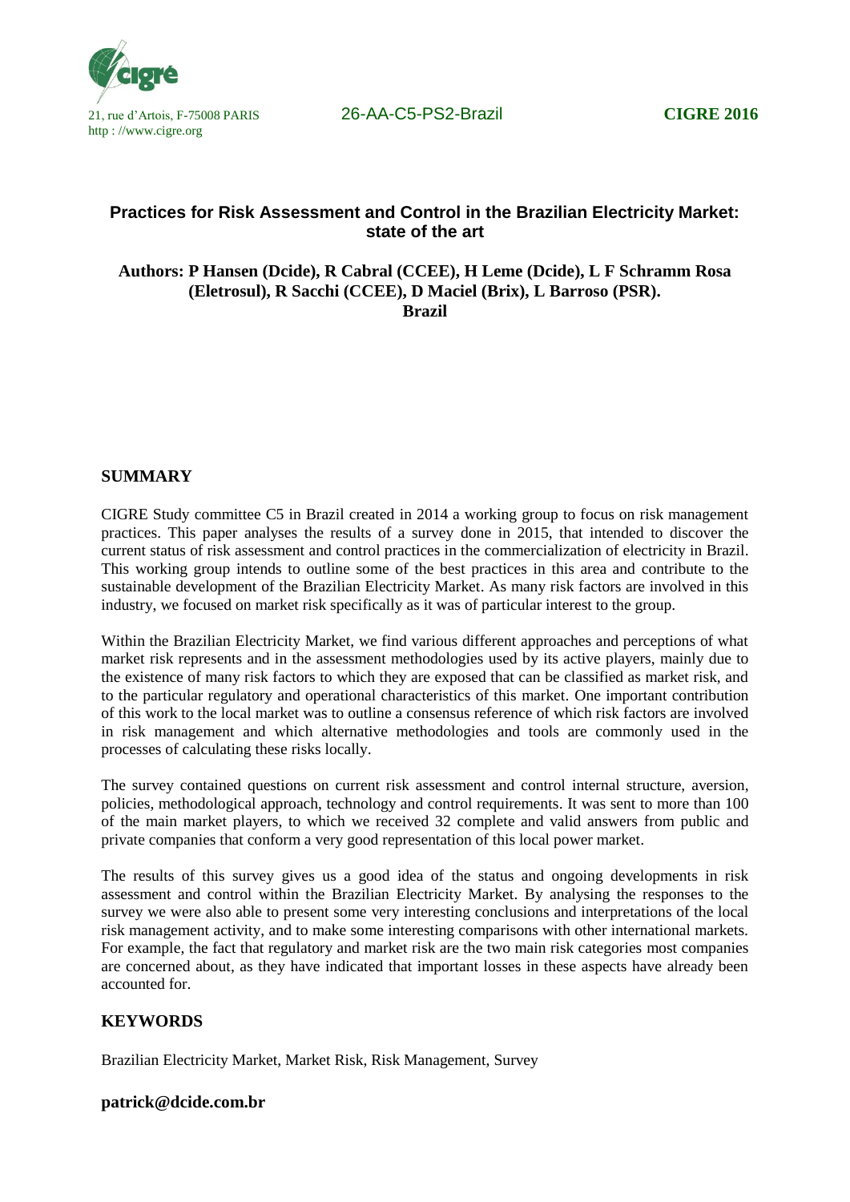21, rue d'Artois, F-75008 PARIS
http : //www.cigre.org

26-AA-C5-PS2-Brazil

**CIGRE 2016**

# Practices for Risk Assessment and Control in the Brazilian Electricity Market: state of the art

**Authors: P Hansen (Dcide), R Cabral (CCEE), H Leme (Dcide), L F Schramm Rosa (Eletrosul), R Sacchi (CCEE), D Maciel (Brix), L Barroso (PSR).**
**Brazil**

## SUMMARY

CIGRE Study committee C5 in Brazil created in 2014 a working group to focus on risk management practices. This paper analyses the results of a survey done in 2015, that intended to discover the current status of risk assessment and control practices in the commercialization of electricity in Brazil. This working group intends to outline some of the best practices in this area and contribute to the sustainable development of the Brazilian Electricity Market. As many risk factors are involved in this industry, we focused on market risk specifically as it was of particular interest to the group.

Within the Brazilian Electricity Market, we find various different approaches and perceptions of what market risk represents and in the assessment methodologies used by its active players, mainly due to the existence of many risk factors to which they are exposed that can be classified as market risk, and to the particular regulatory and operational characteristics of this market. One important contribution of this work to the local market was to outline a consensus reference of which risk factors are involved in risk management and which alternative methodologies and tools are commonly used in the processes of calculating these risks locally.

The survey contained questions on current risk assessment and control internal structure, aversion, policies, methodological approach, technology and control requirements. It was sent to more than 100 of the main market players, to which we received 32 complete and valid answers from public and private companies that conform a very good representation of this local power market.

The results of this survey gives us a good idea of the status and ongoing developments in risk assessment and control within the Brazilian Electricity Market. By analysing the responses to the survey we were also able to present some very interesting conclusions and interpretations of the local risk management activity, and to make some interesting comparisons with other international markets. For example, the fact that regulatory and market risk are the two main risk categories most companies are concerned about, as they have indicated that important losses in these aspects have already been accounted for.

## KEYWORDS

Brazilian Electricity Market, Market Risk, Risk Management, Survey

**patrick@dcide.com.br**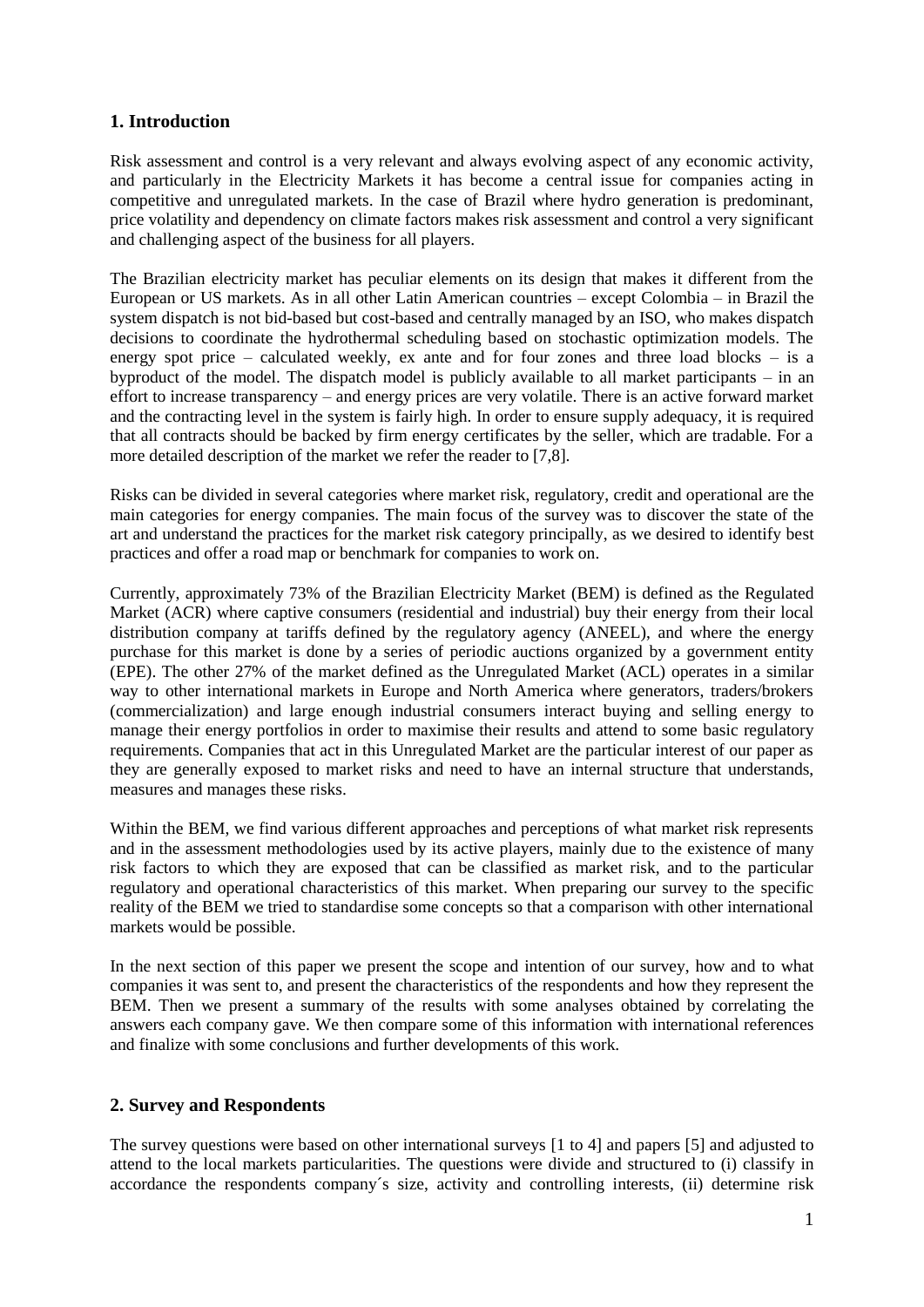## 1. Introduction

Risk assessment and control is a very relevant and always evolving aspect of any economic activity, and particularly in the Electricity Markets it has become a central issue for companies acting in competitive and unregulated markets. In the case of Brazil where hydro generation is predominant, price volatility and dependency on climate factors makes risk assessment and control a very significant and challenging aspect of the business for all players.

The Brazilian electricity market has peculiar elements on its design that makes it different from the European or US markets. As in all other Latin American countries – except Colombia – in Brazil the system dispatch is not bid-based but cost-based and centrally managed by an ISO, who makes dispatch decisions to coordinate the hydrothermal scheduling based on stochastic optimization models. The energy spot price – calculated weekly, ex ante and for four zones and three load blocks – is a byproduct of the model. The dispatch model is publicly available to all market participants – in an effort to increase transparency – and energy prices are very volatile. There is an active forward market and the contracting level in the system is fairly high. In order to ensure supply adequacy, it is required that all contracts should be backed by firm energy certificates by the seller, which are tradable. For a more detailed description of the market we refer the reader to [7,8].

Risks can be divided in several categories where market risk, regulatory, credit and operational are the main categories for energy companies. The main focus of the survey was to discover the state of the art and understand the practices for the market risk category principally, as we desired to identify best practices and offer a road map or benchmark for companies to work on.

Currently, approximately 73% of the Brazilian Electricity Market (BEM) is defined as the Regulated Market (ACR) where captive consumers (residential and industrial) buy their energy from their local distribution company at tariffs defined by the regulatory agency (ANEEL), and where the energy purchase for this market is done by a series of periodic auctions organized by a government entity (EPE). The other 27% of the market defined as the Unregulated Market (ACL) operates in a similar way to other international markets in Europe and North America where generators, traders/brokers (commercialization) and large enough industrial consumers interact buying and selling energy to manage their energy portfolios in order to maximise their results and attend to some basic regulatory requirements. Companies that act in this Unregulated Market are the particular interest of our paper as they are generally exposed to market risks and need to have an internal structure that understands, measures and manages these risks.

Within the BEM, we find various different approaches and perceptions of what market risk represents and in the assessment methodologies used by its active players, mainly due to the existence of many risk factors to which they are exposed that can be classified as market risk, and to the particular regulatory and operational characteristics of this market. When preparing our survey to the specific reality of the BEM we tried to standardise some concepts so that a comparison with other international markets would be possible.

In the next section of this paper we present the scope and intention of our survey, how and to what companies it was sent to, and present the characteristics of the respondents and how they represent the BEM. Then we present a summary of the results with some analyses obtained by correlating the answers each company gave. We then compare some of this information with international references and finalize with some conclusions and further developments of this work.

## 2. Survey and Respondents

The survey questions were based on other international surveys [1 to 4] and papers [5] and adjusted to attend to the local markets particularities. The questions were divide and structured to (i) classify in accordance the respondents company´s size, activity and controlling interests, (ii) determine risk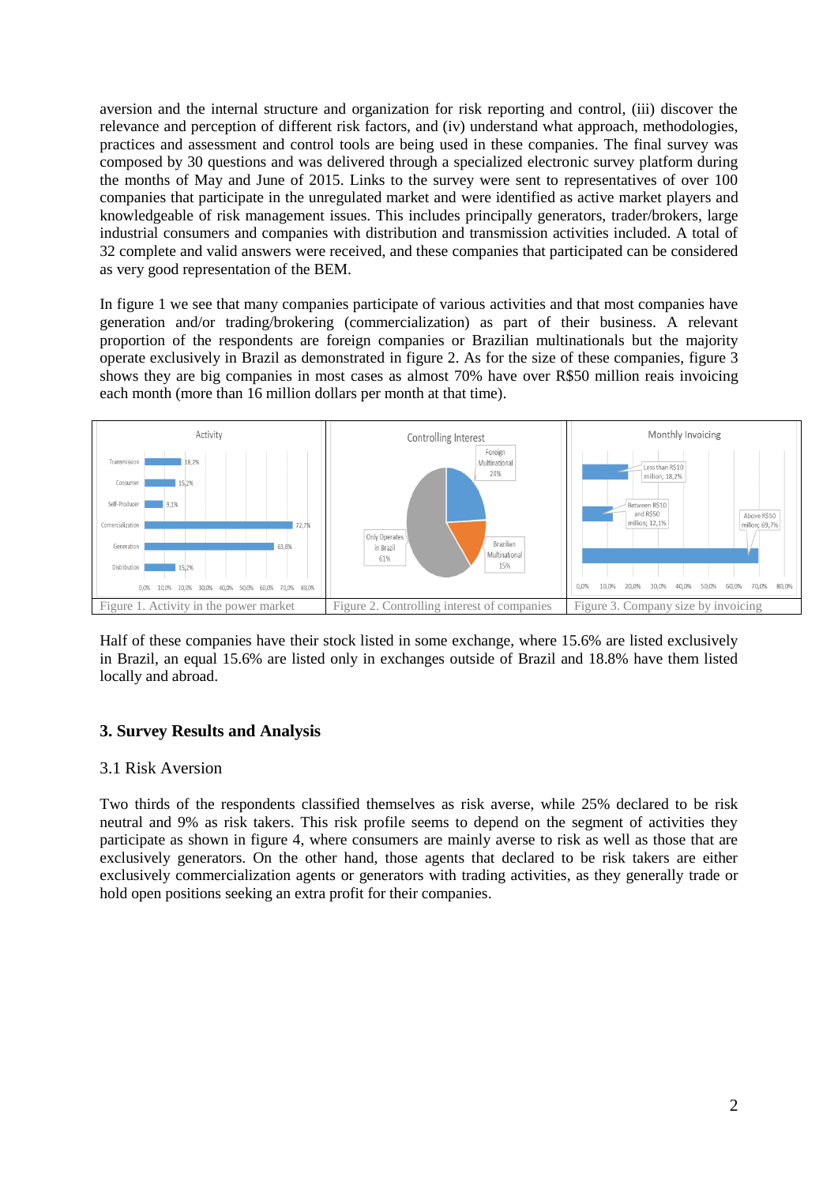aversion and the internal structure and organization for risk reporting and control, (iii) discover the relevance and perception of different risk factors, and (iv) understand what approach, methodologies, practices and assessment and control tools are being used in these companies. The final survey was composed by 30 questions and was delivered through a specialized electronic survey platform during the months of May and June of 2015. Links to the survey were sent to representatives of over 100 companies that participate in the unregulated market and were identified as active market players and knowledgeable of risk management issues. This includes principally generators, trader/brokers, large industrial consumers and companies with distribution and transmission activities included. A total of 32 complete and valid answers were received, and these companies that participated can be considered as very good representation of the BEM.

In figure 1 we see that many companies participate of various activities and that most companies have generation and/or trading/brokering (commercialization) as part of their business. A relevant proportion of the respondents are foreign companies or Brazilian multinationals but the majority operate exclusively in Brazil as demonstrated in figure 2. As for the size of these companies, figure 3 shows they are big companies in most cases as almost 70% have over R$50 million reais invoicing each month (more than 16 million dollars per month at that time).

Figure 1. Activity in the power market

Figure 2. Controlling interest of companies

Figure 3. Company size by invoicing

Half of these companies have their stock listed in some exchange, where 15.6% are listed exclusively in Brazil, an equal 15.6% are listed only in exchanges outside of Brazil and 18.8% have them listed locally and abroad.

## 3. Survey Results and Analysis

### 3.1 Risk Aversion

Two thirds of the respondents classified themselves as risk averse, while 25% declared to be risk neutral and 9% as risk takers. This risk profile seems to depend on the segment of activities they participate as shown in figure 4, where consumers are mainly averse to risk as well as those that are exclusively generators. On the other hand, those agents that declared to be risk takers are either exclusively commercialization agents or generators with trading activities, as they generally trade or hold open positions seeking an extra profit for their companies.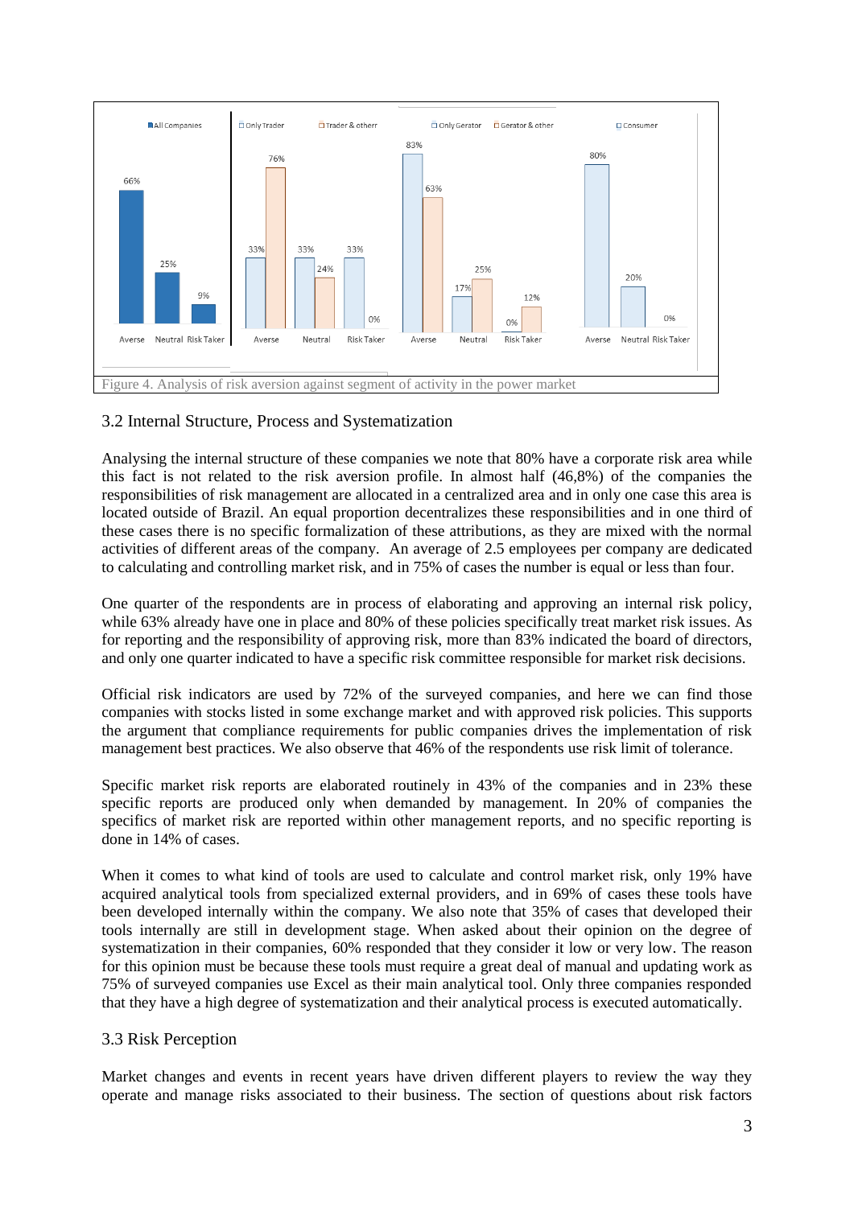Figure 4. Analysis of risk aversion against segment of activity in the power market

## 3.2 Internal Structure, Process and Systematization

Analysing the internal structure of these companies we note that 80% have a corporate risk area while this fact is not related to the risk aversion profile. In almost half (46,8%) of the companies the responsibilities of risk management are allocated in a centralized area and in only one case this area is located outside of Brazil. An equal proportion decentralizes these responsibilities and in one third of these cases there is no specific formalization of these attributions, as they are mixed with the normal activities of different areas of the company. An average of 2.5 employees per company are dedicated to calculating and controlling market risk, and in 75% of cases the number is equal or less than four.

One quarter of the respondents are in process of elaborating and approving an internal risk policy, while 63% already have one in place and 80% of these policies specifically treat market risk issues. As for reporting and the responsibility of approving risk, more than 83% indicated the board of directors, and only one quarter indicated to have a specific risk committee responsible for market risk decisions.

Official risk indicators are used by 72% of the surveyed companies, and here we can find those companies with stocks listed in some exchange market and with approved risk policies. This supports the argument that compliance requirements for public companies drives the implementation of risk management best practices. We also observe that 46% of the respondents use risk limit of tolerance.

Specific market risk reports are elaborated routinely in 43% of the companies and in 23% these specific reports are produced only when demanded by management. In 20% of companies the specifics of market risk are reported within other management reports, and no specific reporting is done in 14% of cases.

When it comes to what kind of tools are used to calculate and control market risk, only 19% have acquired analytical tools from specialized external providers, and in 69% of cases these tools have been developed internally within the company. We also note that 35% of cases that developed their tools internally are still in development stage. When asked about their opinion on the degree of systematization in their companies, 60% responded that they consider it low or very low. The reason for this opinion must be because these tools must require a great deal of manual and updating work as 75% of surveyed companies use Excel as their main analytical tool. Only three companies responded that they have a high degree of systematization and their analytical process is executed automatically.

## 3.3 Risk Perception

Market changes and events in recent years have driven different players to review the way they operate and manage risks associated to their business. The section of questions about risk factors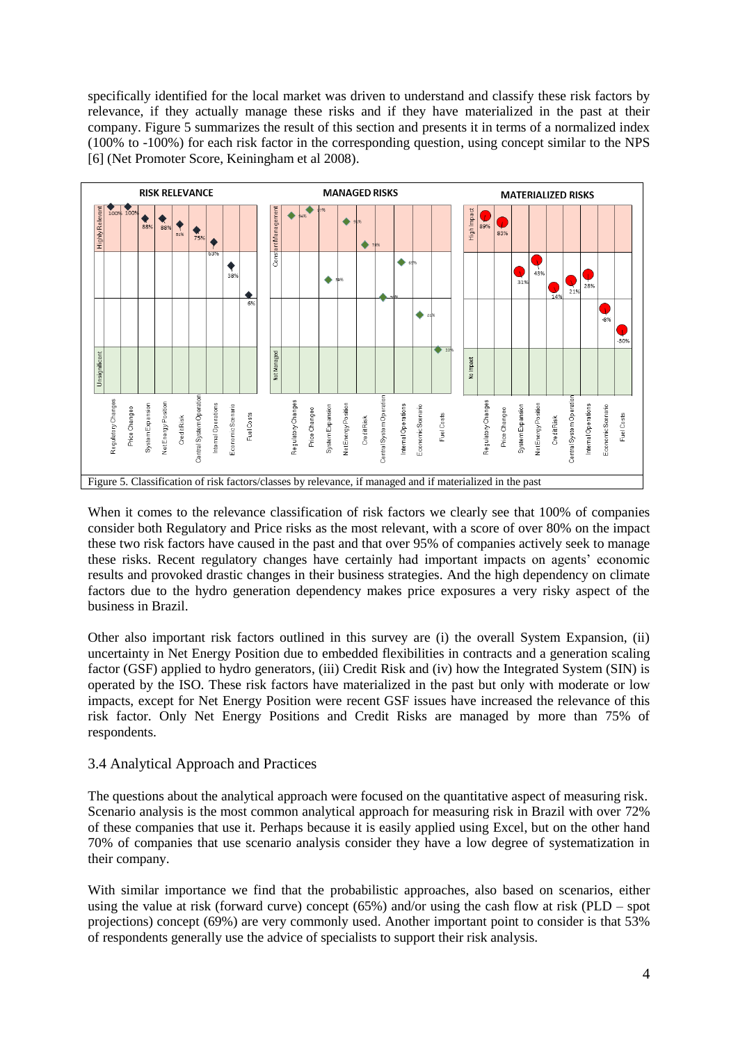specifically identified for the local market was driven to understand and classify these risk factors by relevance, if they actually manage these risks and if they have materialized in the past at their company. Figure 5 summarizes the result of this section and presents it in terms of a normalized index (100% to -100%) for each risk factor in the corresponding question, using concept similar to the NPS [6] (Net Promoter Score, Keiningham et al 2008).

Figure 5. Classification of risk factors/classes by relevance, if managed and if materialized in the past

When it comes to the relevance classification of risk factors we clearly see that 100% of companies consider both Regulatory and Price risks as the most relevant, with a score of over 80% on the impact these two risk factors have caused in the past and that over 95% of companies actively seek to manage these risks. Recent regulatory changes have certainly had important impacts on agents' economic results and provoked drastic changes in their business strategies. And the high dependency on climate factors due to the hydro generation dependency makes price exposures a very risky aspect of the business in Brazil.

Other also important risk factors outlined in this survey are (i) the overall System Expansion, (ii) uncertainty in Net Energy Position due to embedded flexibilities in contracts and a generation scaling factor (GSF) applied to hydro generators, (iii) Credit Risk and (iv) how the Integrated System (SIN) is operated by the ISO. These risk factors have materialized in the past but only with moderate or low impacts, except for Net Energy Position were recent GSF issues have increased the relevance of this risk factor. Only Net Energy Positions and Credit Risks are managed by more than 75% of respondents.

### 3.4 Analytical Approach and Practices

The questions about the analytical approach were focused on the quantitative aspect of measuring risk. Scenario analysis is the most common analytical approach for measuring risk in Brazil with over 72% of these companies that use it. Perhaps because it is easily applied using Excel, but on the other hand 70% of companies that use scenario analysis consider they have a low degree of systematization in their company.

With similar importance we find that the probabilistic approaches, also based on scenarios, either using the value at risk (forward curve) concept (65%) and/or using the cash flow at risk (PLD – spot projections) concept (69%) are very commonly used. Another important point to consider is that 53% of respondents generally use the advice of specialists to support their risk analysis.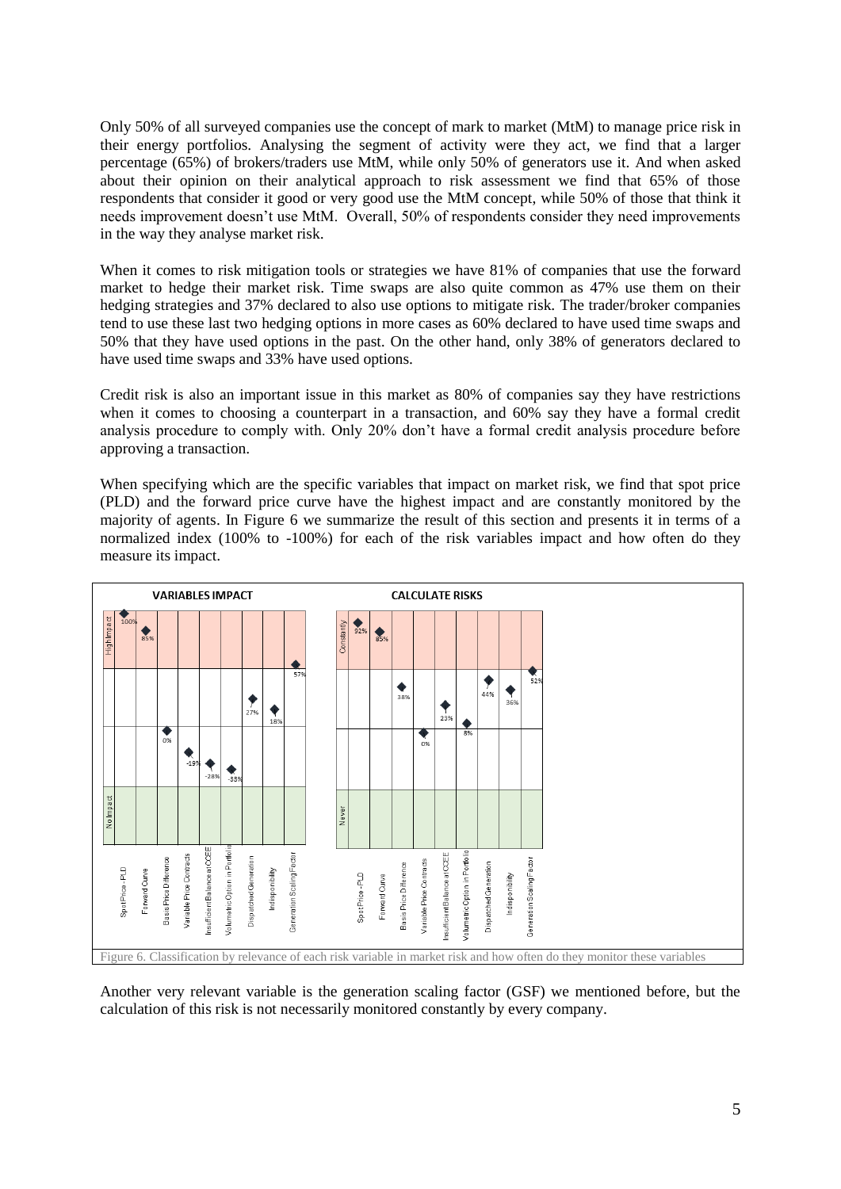Only 50% of all surveyed companies use the concept of mark to market (MtM) to manage price risk in their energy portfolios. Analysing the segment of activity were they act, we find that a larger percentage (65%) of brokers/traders use MtM, while only 50% of generators use it. And when asked about their opinion on their analytical approach to risk assessment we find that 65% of those respondents that consider it good or very good use the MtM concept, while 50% of those that think it needs improvement doesn't use MtM. Overall, 50% of respondents consider they need improvements in the way they analyse market risk.

When it comes to risk mitigation tools or strategies we have 81% of companies that use the forward market to hedge their market risk. Time swaps are also quite common as 47% use them on their hedging strategies and 37% declared to also use options to mitigate risk. The trader/broker companies tend to use these last two hedging options in more cases as 60% declared to have used time swaps and 50% that they have used options in the past. On the other hand, only 38% of generators declared to have used time swaps and 33% have used options.

Credit risk is also an important issue in this market as 80% of companies say they have restrictions when it comes to choosing a counterpart in a transaction, and 60% say they have a formal credit analysis procedure to comply with. Only 20% don't have a formal credit analysis procedure before approving a transaction.

When specifying which are the specific variables that impact on market risk, we find that spot price (PLD) and the forward price curve have the highest impact and are constantly monitored by the majority of agents. In Figure 6 we summarize the result of this section and presents it in terms of a normalized index (100% to -100%) for each of the risk variables impact and how often do they measure its impact.

Figure 6. Classification by relevance of each risk variable in market risk and how often do they monitor these variables

Another very relevant variable is the generation scaling factor (GSF) we mentioned before, but the calculation of this risk is not necessarily monitored constantly by every company.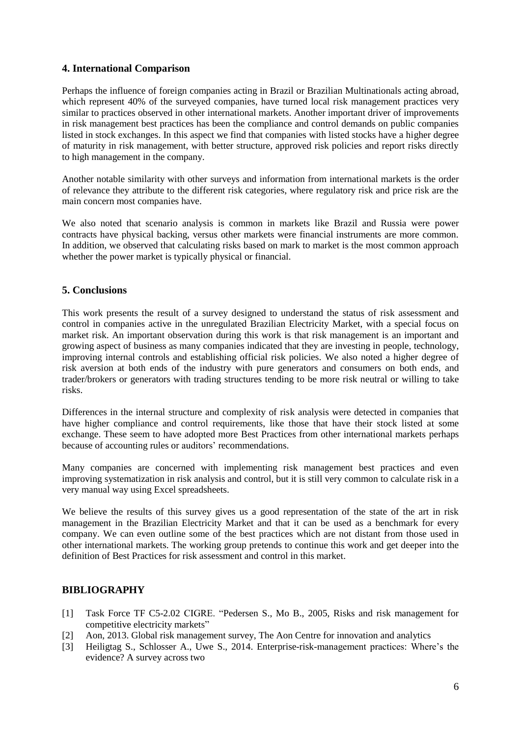## 4. International Comparison

Perhaps the influence of foreign companies acting in Brazil or Brazilian Multinationals acting abroad, which represent 40% of the surveyed companies, have turned local risk management practices very similar to practices observed in other international markets. Another important driver of improvements in risk management best practices has been the compliance and control demands on public companies listed in stock exchanges. In this aspect we find that companies with listed stocks have a higher degree of maturity in risk management, with better structure, approved risk policies and report risks directly to high management in the company.

Another notable similarity with other surveys and information from international markets is the order of relevance they attribute to the different risk categories, where regulatory risk and price risk are the main concern most companies have.

We also noted that scenario analysis is common in markets like Brazil and Russia were power contracts have physical backing, versus other markets were financial instruments are more common. In addition, we observed that calculating risks based on mark to market is the most common approach whether the power market is typically physical or financial.

## 5. Conclusions

This work presents the result of a survey designed to understand the status of risk assessment and control in companies active in the unregulated Brazilian Electricity Market, with a special focus on market risk. An important observation during this work is that risk management is an important and growing aspect of business as many companies indicated that they are investing in people, technology, improving internal controls and establishing official risk policies. We also noted a higher degree of risk aversion at both ends of the industry with pure generators and consumers on both ends, and trader/brokers or generators with trading structures tending to be more risk neutral or willing to take risks.

Differences in the internal structure and complexity of risk analysis were detected in companies that have higher compliance and control requirements, like those that have their stock listed at some exchange. These seem to have adopted more Best Practices from other international markets perhaps because of accounting rules or auditors' recommendations.

Many companies are concerned with implementing risk management best practices and even improving systematization in risk analysis and control, but it is still very common to calculate risk in a very manual way using Excel spreadsheets.

We believe the results of this survey gives us a good representation of the state of the art in risk management in the Brazilian Electricity Market and that it can be used as a benchmark for every company. We can even outline some of the best practices which are not distant from those used in other international markets. The working group pretends to continue this work and get deeper into the definition of Best Practices for risk assessment and control in this market.

## BIBLIOGRAPHY

[1] Task Force TF C5-2.02 CIGRE. "Pedersen S., Mo B., 2005, Risks and risk management for competitive electricity markets"

[2] Aon, 2013. Global risk management survey, The Aon Centre for innovation and analytics

[3] Heiligtag S., Schlosser A., Uwe S., 2014. Enterprise-risk-management practices: Where's the evidence? A survey across two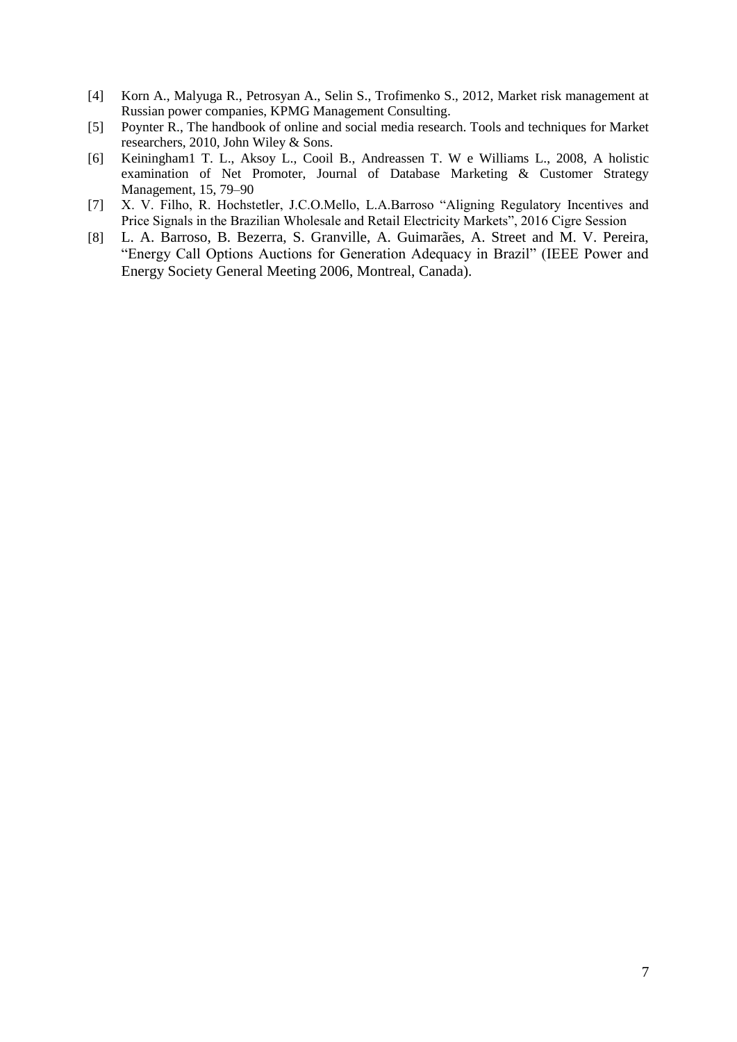[4] Korn A., Malyuga R., Petrosyan A., Selin S., Trofimenko S., 2012, Market risk management at Russian power companies, KPMG Management Consulting.

[5] Poynter R., The handbook of online and social media research. Tools and techniques for Market researchers, 2010, John Wiley & Sons.

[6] Keiningham1 T. L., Aksoy L., Cooil B., Andreassen T. W e Williams L., 2008, A holistic examination of Net Promoter, Journal of Database Marketing & Customer Strategy Management, 15, 79–90

[7] X. V. Filho, R. Hochstetler, J.C.O.Mello, L.A.Barroso "Aligning Regulatory Incentives and Price Signals in the Brazilian Wholesale and Retail Electricity Markets", 2016 Cigre Session

[8] L. A. Barroso, B. Bezerra, S. Granville, A. Guimarães, A. Street and M. V. Pereira, "Energy Call Options Auctions for Generation Adequacy in Brazil" (IEEE Power and Energy Society General Meeting 2006, Montreal, Canada).